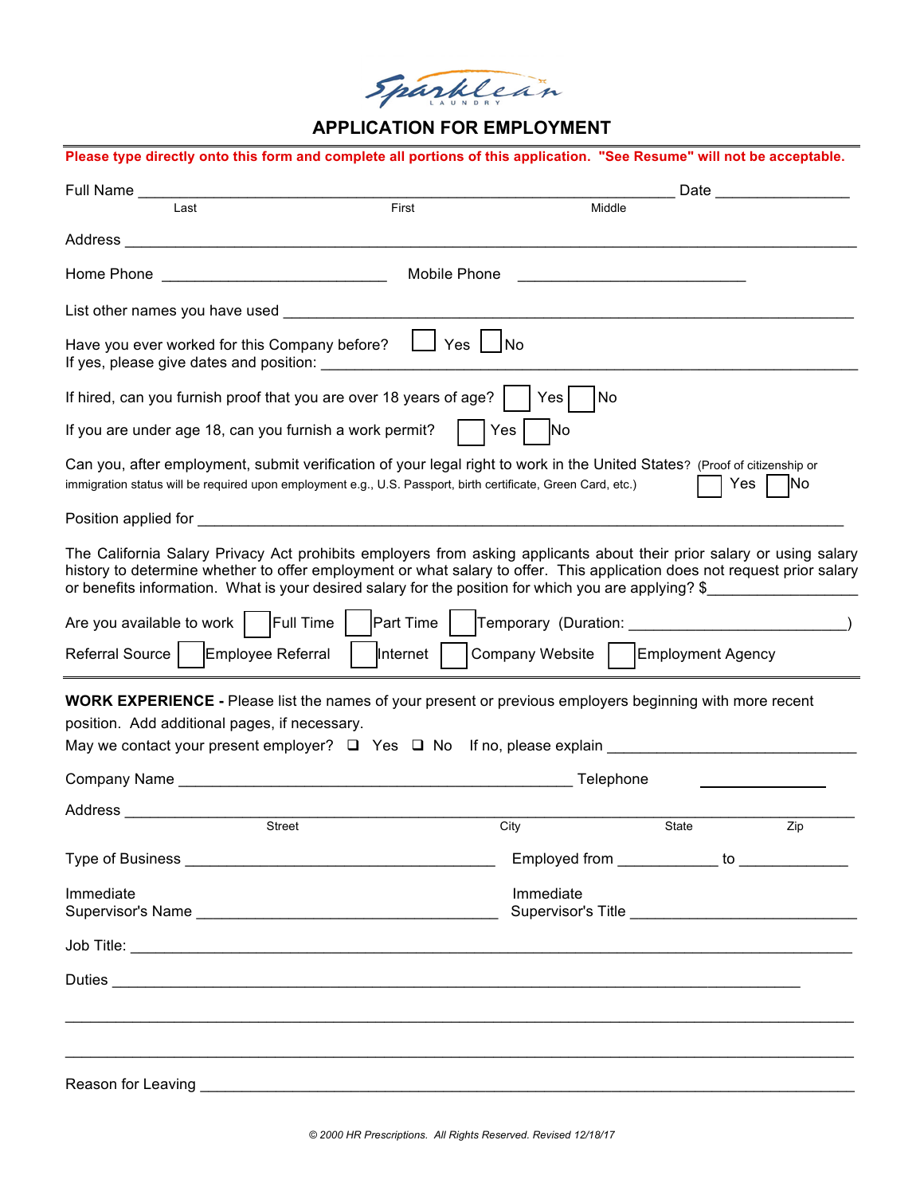Sparklean LAUNDRY

# APPLICATION FOR EMPLOYMENT

**Please type directly onto this form and complete all portions of this application. "See Resume" will not be acceptable.**

Full Name ____________________________________________ Date ______________
Last First Middle

Address ______________________________________________________________

Home Phone ______________________ Mobile Phone ______________________

List other names you have used ______________________________________________

Have you ever worked for this Company before? ☐ Yes ☐ No
If yes, please give dates and position: ______________________________________

If hired, can you furnish proof that you are over 18 years of age? ☐ Yes ☐ No

If you are under age 18, can you furnish a work permit? ☐ Yes ☐ No

Can you, after employment, submit verification of your legal right to work in the United States? (Proof of citizenship or immigration status will be required upon employment e.g., U.S. Passport, birth certificate, Green Card, etc.) ☐ Yes ☐ No

Position applied for ______________________________________________________

The California Salary Privacy Act prohibits employers from asking applicants about their prior salary or using salary history to determine whether to offer employment or what salary to offer. This application does not request prior salary or benefits information. What is your desired salary for the position for which you are applying? $______________

Are you available to work ☐ Full Time ☐ Part Time ☐ Temporary (Duration: ____________________)

Referral Source ☐ Employee Referral ☐ Internet ☐ Company Website ☐ Employment Agency

---

**WORK EXPERIENCE -** Please list the names of your present or previous employers beginning with more recent position. Add additional pages, if necessary.

May we contact your present employer? ☐ Yes ☐ No If no, please explain ______________________

Company Name ______________________________________ Telephone ____________

Address ______________________________________________________________
Street City State Zip

Type of Business ____________________________ Employed from __________ to __________

Immediate Supervisor's Name ____________________________ Immediate Supervisor's Title ______________________

Job Title: ____________________________________________________________

Duties ______________________________________________________________

______________________________________________________________________

______________________________________________________________________

Reason for Leaving ____________________________________________________

© 2000 HR Prescriptions. All Rights Reserved. Revised 12/18/17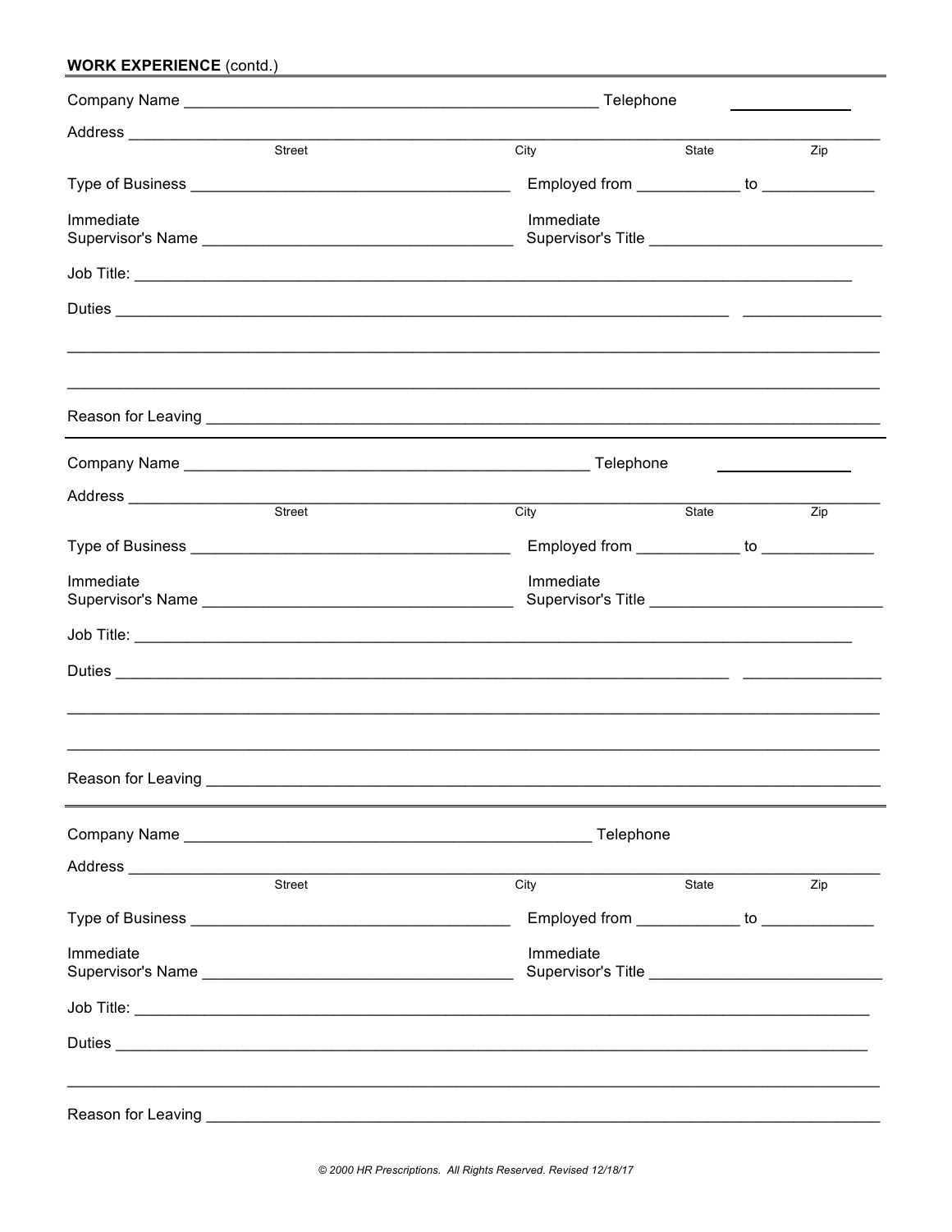**WORK EXPERIENCE** (contd.)

Company Name ________________________________________________ Telephone ______________

Address ______________________________________________________________________________
Street City State Zip

Type of Business ____________________________________ Employed from ____________ to _____________

Immediate Supervisor's Name ____________________________________ Immediate Supervisor's Title ___________________________

Job Title: __________________________________________________________________________________

Duties ___________________________________________________________________________ ________________

_____________________________________________________________________________________________

_____________________________________________________________________________________________

Reason for Leaving _____________________________________________________________________________

---

Company Name ________________________________________________ Telephone ______________

Address ______________________________________________________________________________
Street City State Zip

Type of Business ____________________________________ Employed from ____________ to _____________

Immediate Supervisor's Name ____________________________________ Immediate Supervisor's Title ___________________________

Job Title: __________________________________________________________________________________

Duties ___________________________________________________________________________ ________________

_____________________________________________________________________________________________

_____________________________________________________________________________________________

Reason for Leaving _____________________________________________________________________________

---

Company Name ________________________________________________ Telephone

Address ______________________________________________________________________________
Street City State Zip

Type of Business ____________________________________ Employed from ____________ to _____________

Immediate Supervisor's Name ____________________________________ Immediate Supervisor's Title ___________________________

Job Title: __________________________________________________________________________________

Duties ______________________________________________________________________________________

_____________________________________________________________________________________________

Reason for Leaving _____________________________________________________________________________

*© 2000 HR Prescriptions. All Rights Reserved. Revised 12/18/17*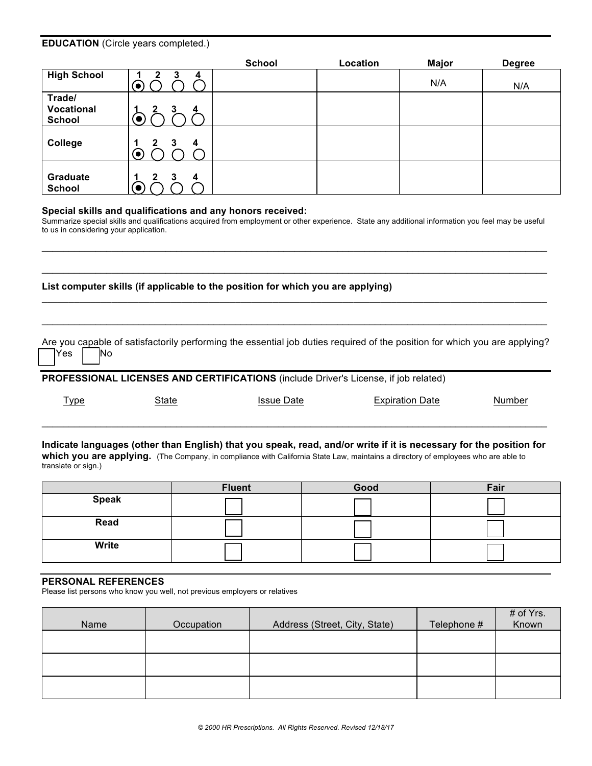**EDUCATION** (Circle years completed.)

| | | School | Location | Major | Degree |
|---|---|---|---|---|---|
| **High School** | 1 ◉ 2 ○ 3 ○ 4 ○ | | | N/A | N/A |
| **Trade/ Vocational School** | 1 ◉ 2 ○ 3 ○ 4 ○ | | | | |
| **College** | 1 ◉ 2 ○ 3 ○ 4 ○ | | | | |
| **Graduate School** | 1 ◉ 2 ○ 3 ○ 4 ○ | | | | |

**Special skills and qualifications and any honors received:**

Summarize special skills and qualifications acquired from employment or other experience. State any additional information you feel may be useful to us in considering your application.

\_\_\_\_\_\_\_\_\_\_\_\_\_\_\_\_\_\_\_\_\_\_\_\_\_\_\_\_\_\_\_\_\_\_\_\_\_\_\_\_\_\_\_\_\_\_\_\_\_\_\_\_\_\_\_\_\_\_\_\_\_\_\_\_\_\_\_\_\_\_\_\_\_\_\_\_\_\_

\_\_\_\_\_\_\_\_\_\_\_\_\_\_\_\_\_\_\_\_\_\_\_\_\_\_\_\_\_\_\_\_\_\_\_\_\_\_\_\_\_\_\_\_\_\_\_\_\_\_\_\_\_\_\_\_\_\_\_\_\_\_\_\_\_\_\_\_\_\_\_\_\_\_\_\_\_\_

**List computer skills (if applicable to the position for which you are applying)**

\_\_\_\_\_\_\_\_\_\_\_\_\_\_\_\_\_\_\_\_\_\_\_\_\_\_\_\_\_\_\_\_\_\_\_\_\_\_\_\_\_\_\_\_\_\_\_\_\_\_\_\_\_\_\_\_\_\_\_\_\_\_\_\_\_\_\_\_\_\_\_\_\_\_\_\_\_\_

\_\_\_\_\_\_\_\_\_\_\_\_\_\_\_\_\_\_\_\_\_\_\_\_\_\_\_\_\_\_\_\_\_\_\_\_\_\_\_\_\_\_\_\_\_\_\_\_\_\_\_\_\_\_\_\_\_\_\_\_\_\_\_\_\_\_\_\_\_\_\_\_\_\_\_\_\_\_

Are you capable of satisfactorily performing the essential job duties required of the position for which you are applying?

☐ Yes ☐ No

**PROFESSIONAL LICENSES AND CERTIFICATIONS** (include Driver's License, if job related)

| Type | State | Issue Date | Expiration Date | Number |
|---|---|---|---|---|
| | | | | |

**Indicate languages (other than English) that you speak, read, and/or write if it is necessary for the position for which you are applying.** (The Company, in compliance with California State Law, maintains a directory of employees who are able to translate or sign.)

| | Fluent | Good | Fair |
|---|---|---|---|
| **Speak** | ☐ | ☐ | ☐ |
| **Read** | ☐ | ☐ | ☐ |
| **Write** | ☐ | ☐ | ☐ |

**PERSONAL REFERENCES**

Please list persons who know you well, not previous employers or relatives

| Name | Occupation | Address (Street, City, State) | Telephone # | # of Yrs. Known |
|---|---|---|---|---|
| | | | | |
| | | | | |
| | | | | |

*© 2000 HR Prescriptions. All Rights Reserved. Revised 12/18/17*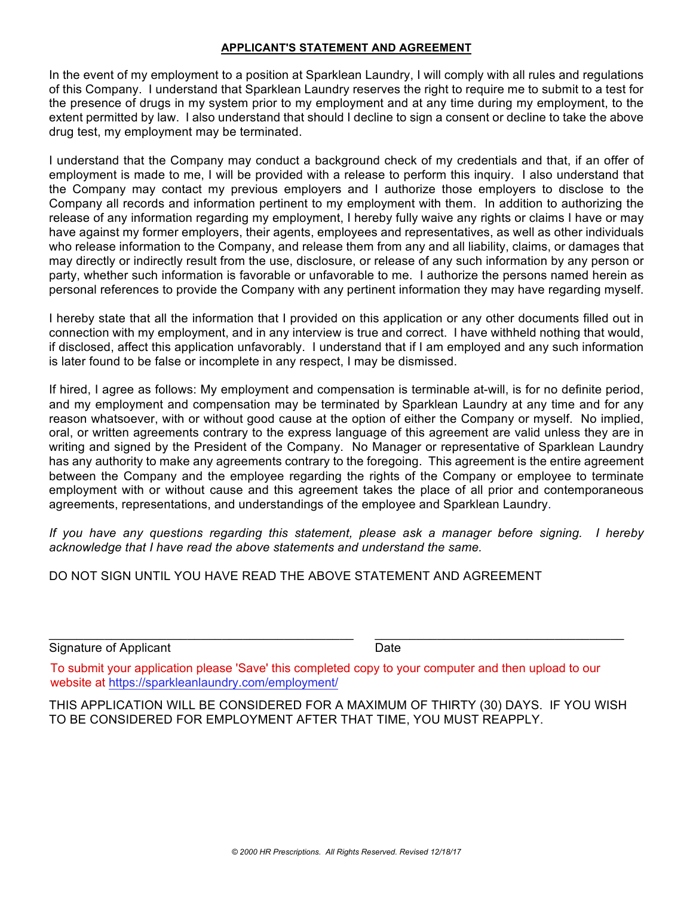**APPLICANT'S STATEMENT AND AGREEMENT**

In the event of my employment to a position at Sparklean Laundry, I will comply with all rules and regulations of this Company. I understand that Sparklean Laundry reserves the right to require me to submit to a test for the presence of drugs in my system prior to my employment and at any time during my employment, to the extent permitted by law. I also understand that should I decline to sign a consent or decline to take the above drug test, my employment may be terminated.

I understand that the Company may conduct a background check of my credentials and that, if an offer of employment is made to me, I will be provided with a release to perform this inquiry. I also understand that the Company may contact my previous employers and I authorize those employers to disclose to the Company all records and information pertinent to my employment with them. In addition to authorizing the release of any information regarding my employment, I hereby fully waive any rights or claims I have or may have against my former employers, their agents, employees and representatives, as well as other individuals who release information to the Company, and release them from any and all liability, claims, or damages that may directly or indirectly result from the use, disclosure, or release of any such information by any person or party, whether such information is favorable or unfavorable to me. I authorize the persons named herein as personal references to provide the Company with any pertinent information they may have regarding myself.

I hereby state that all the information that I provided on this application or any other documents filled out in connection with my employment, and in any interview is true and correct. I have withheld nothing that would, if disclosed, affect this application unfavorably. I understand that if I am employed and any such information is later found to be false or incomplete in any respect, I may be dismissed.

If hired, I agree as follows: My employment and compensation is terminable at-will, is for no definite period, and my employment and compensation may be terminated by Sparklean Laundry at any time and for any reason whatsoever, with or without good cause at the option of either the Company or myself. No implied, oral, or written agreements contrary to the express language of this agreement are valid unless they are in writing and signed by the President of the Company. No Manager or representative of Sparklean Laundry has any authority to make any agreements contrary to the foregoing. This agreement is the entire agreement between the Company and the employee regarding the rights of the Company or employee to terminate employment with or without cause and this agreement takes the place of all prior and contemporaneous agreements, representations, and understandings of the employee and Sparklean Laundry.

*If you have any questions regarding this statement, please ask a manager before signing. I hereby acknowledge that I have read the above statements and understand the same.*

DO NOT SIGN UNTIL YOU HAVE READ THE ABOVE STATEMENT AND AGREEMENT

\_\_\_\_\_\_\_\_\_\_\_\_\_\_\_\_\_\_\_\_\_\_\_\_\_\_\_\_\_\_\_\_\_\_\_\_\_\_\_\_\_\_\_\_ \_\_\_\_\_\_\_\_\_\_\_\_\_\_\_\_\_\_\_\_\_\_\_\_\_\_\_\_\_\_\_\_\_\_\_\_

Signature of Applicant                                        Date

To submit your application please 'Save' this completed copy to your computer and then upload to our website at https://sparkleanlaundry.com/employment/

THIS APPLICATION WILL BE CONSIDERED FOR A MAXIMUM OF THIRTY (30) DAYS. IF YOU WISH TO BE CONSIDERED FOR EMPLOYMENT AFTER THAT TIME, YOU MUST REAPPLY.

*© 2000 HR Prescriptions. All Rights Reserved. Revised 12/18/17*